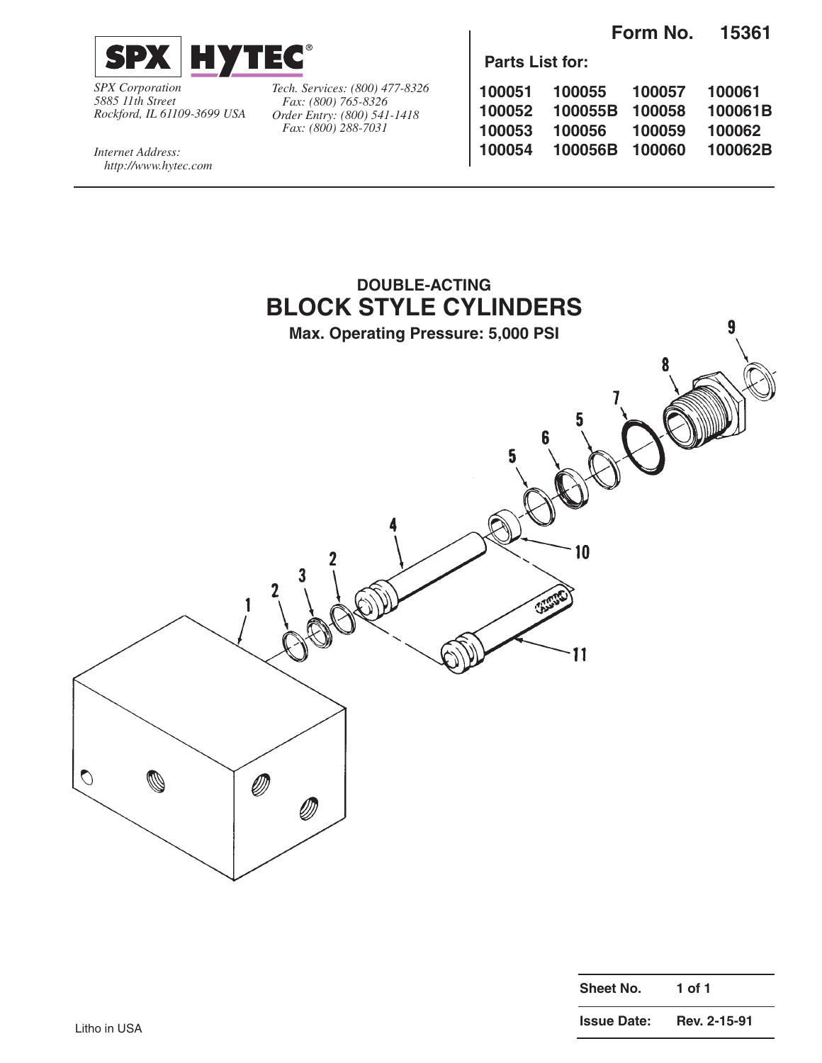**SPX HYTEC®**

*SPX Corporation*
*5885 11th Street*
*Rockford, IL 61109-3699 USA*

*Tech. Services: (800) 477-8326*
*Fax: (800) 765-8326*
*Order Entry: (800) 541-1418*
*Fax: (800) 288-7031*

*Internet Address:*
*http://www.hytec.com*

**Form No. 15361**

**Parts List for:**

| | | | |
|---|---|---|---|
| **100051** | **100055** | **100057** | **100061** |
| **100052** | **100055B** | **100058** | **100061B** |
| **100053** | **100056** | **100059** | **100062** |
| **100054** | **100056B** | **100060** | **100062B** |

## DOUBLE-ACTING
# BLOCK STYLE CYLINDERS
**Max. Operating Pressure: 5,000 PSI**

1 2 3 2 4 5 6 5 7 8 9 10 11

Litho in USA

| | |
|---|---|
| **Sheet No.** | **1 of 1** |
| **Issue Date:** | **Rev. 2-15-91** |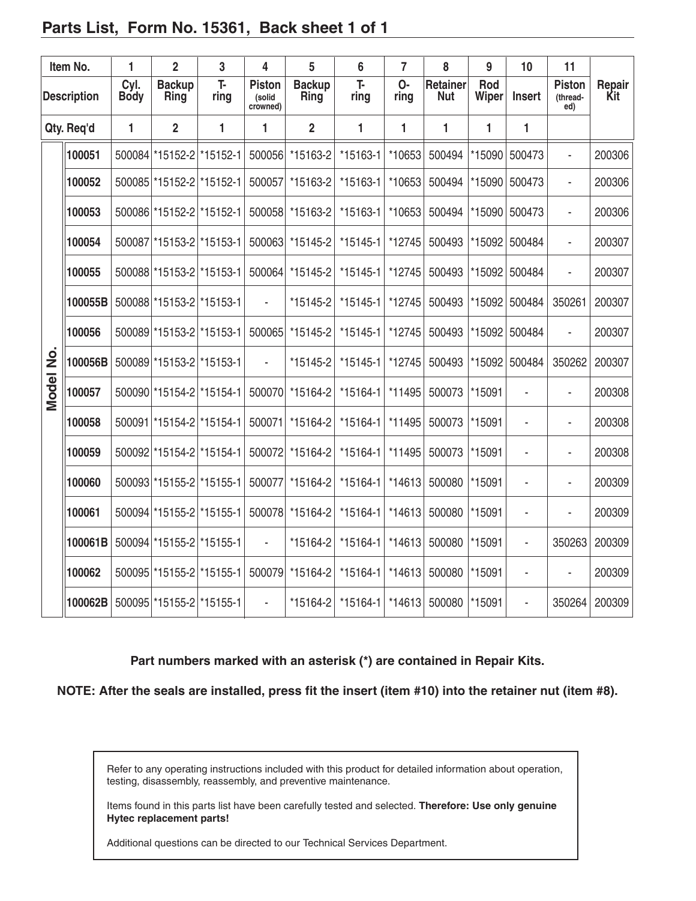## Parts List, Form No. 15361, Back sheet 1 of 1

| Item No. | | 1 | 2 | 3 | 4 | 5 | 6 | 7 | 8 | 9 | 10 | 11 | |
|---|---|---|---|---|---|---|---|---|---|---|---|---|---|
| Description | | Cyl. Body | Backup Ring | T-ring | Piston (solid crowned) | Backup Ring | T-ring | O-ring | Retainer Nut | Rod Wiper | Insert | Piston (threaded) | Repair Kit |
| Qty. Req'd | | 1 | 2 | 1 | 1 | 2 | 1 | 1 | 1 | 1 | 1 | | |
| Model No. | 100051 | 500084 | *15152-2 | *15152-1 | 500056 | *15163-2 | *15163-1 | *10653 | 500494 | *15090 | 500473 | - | 200306 |
| | 100052 | 500085 | *15152-2 | *15152-1 | 500057 | *15163-2 | *15163-1 | *10653 | 500494 | *15090 | 500473 | - | 200306 |
| | 100053 | 500086 | *15152-2 | *15152-1 | 500058 | *15163-2 | *15163-1 | *10653 | 500494 | *15090 | 500473 | - | 200306 |
| | 100054 | 500087 | *15153-2 | *15153-1 | 500063 | *15145-2 | *15145-1 | *12745 | 500493 | *15092 | 500484 | - | 200307 |
| | 100055 | 500088 | *15153-2 | *15153-1 | 500064 | *15145-2 | *15145-1 | *12745 | 500493 | *15092 | 500484 | - | 200307 |
| | 100055B | 500088 | *15153-2 | *15153-1 | - | *15145-2 | *15145-1 | *12745 | 500493 | *15092 | 500484 | 350261 | 200307 |
| | 100056 | 500089 | *15153-2 | *15153-1 | 500065 | *15145-2 | *15145-1 | *12745 | 500493 | *15092 | 500484 | - | 200307 |
| | 100056B | 500089 | *15153-2 | *15153-1 | - | *15145-2 | *15145-1 | *12745 | 500493 | *15092 | 500484 | 350262 | 200307 |
| | 100057 | 500090 | *15154-2 | *15154-1 | 500070 | *15164-2 | *15164-1 | *11495 | 500073 | *15091 | - | - | 200308 |
| | 100058 | 500091 | *15154-2 | *15154-1 | 500071 | *15164-2 | *15164-1 | *11495 | 500073 | *15091 | - | - | 200308 |
| | 100059 | 500092 | *15154-2 | *15154-1 | 500072 | *15164-2 | *15164-1 | *11495 | 500073 | *15091 | - | - | 200308 |
| | 100060 | 500093 | *15155-2 | *15155-1 | 500077 | *15164-2 | *15164-1 | *14613 | 500080 | *15091 | - | - | 200309 |
| | 100061 | 500094 | *15155-2 | *15155-1 | 500078 | *15164-2 | *15164-1 | *14613 | 500080 | *15091 | - | - | 200309 |
| | 100061B | 500094 | *15155-2 | *15155-1 | - | *15164-2 | *15164-1 | *14613 | 500080 | *15091 | - | 350263 | 200309 |
| | 100062 | 500095 | *15155-2 | *15155-1 | 500079 | *15164-2 | *15164-1 | *14613 | 500080 | *15091 | - | - | 200309 |
| | 100062B | 500095 | *15155-2 | *15155-1 | - | *15164-2 | *15164-1 | *14613 | 500080 | *15091 | - | 350264 | 200309 |

**Part numbers marked with an asterisk (*) are contained in Repair Kits.**

**NOTE: After the seals are installed, press fit the insert (item #10) into the retainer nut (item #8).**

Refer to any operating instructions included with this product for detailed information about operation, testing, disassembly, reassembly, and preventive maintenance.

Items found in this parts list have been carefully tested and selected. **Therefore: Use only genuine Hytec replacement parts!**

Additional questions can be directed to our Technical Services Department.